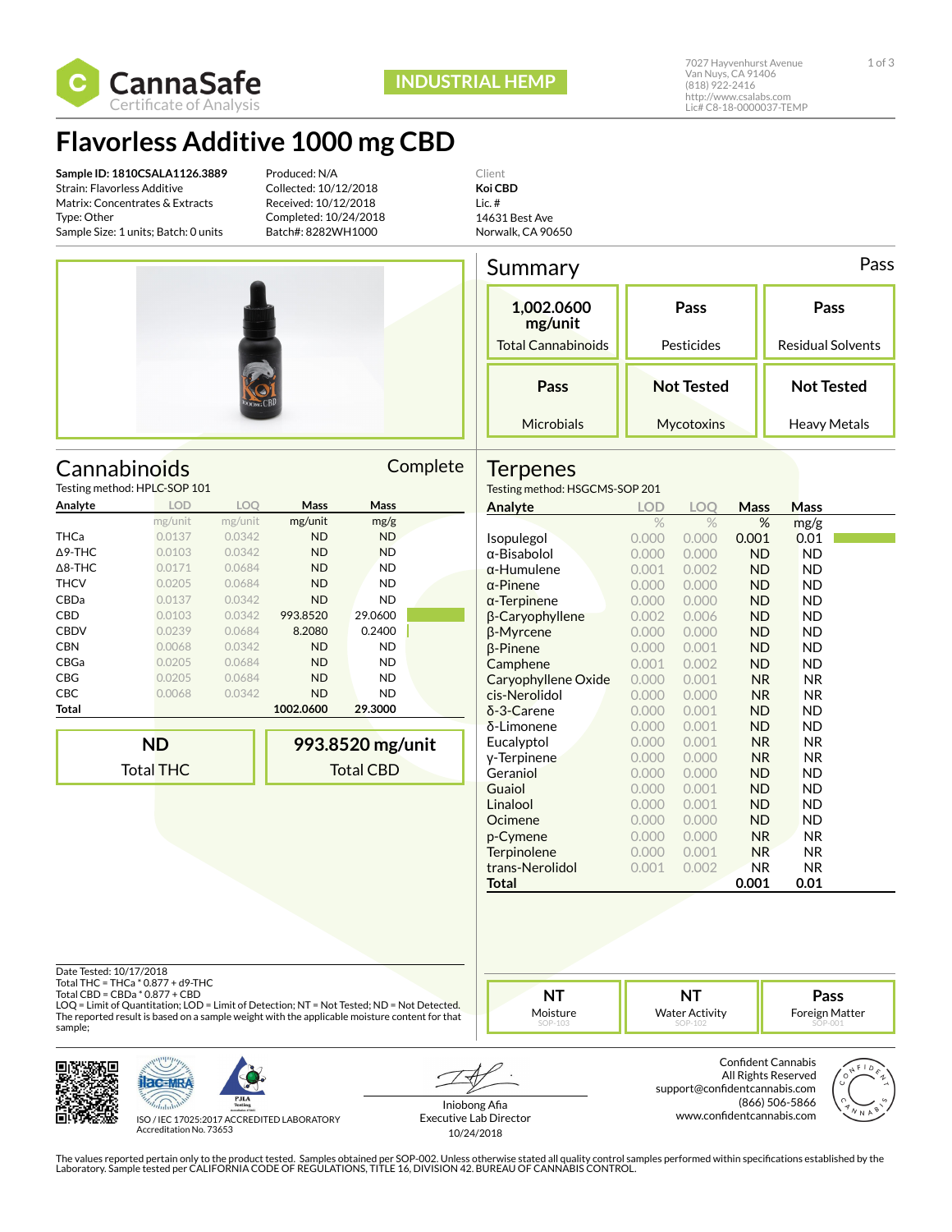CannaSafe
Certificate of Analysis

INDUSTRIAL HEMP

7027 Hayvenhurst Avenue
Van Nuys, CA 91406
(818) 922-2416
http://www.csalabs.com
Lic# C8-18-0000037-TEMP

# Flavorless Additive 1000 mg CBD

**Sample ID: 1810CSALA1126.3889**
Strain: Flavorless Additive
Matrix: Concentrates & Extracts
Type: Other
Sample Size: 1 units; Batch: 0 units

Produced: N/A
Collected: 10/12/2018
Received: 10/12/2018
Completed: 10/24/2018
Batch#: 8282WH1000

Client
**Koi CBD**
Lic. #
14631 Best Ave
Norwalk, CA 90650

## Summary

Pass

| 1,002.0600 mg/unit | Pass | Pass |
|---|---|---|
| Total Cannabinoids | Pesticides | Residual Solvents |
| **Pass** | **Not Tested** | **Not Tested** |
| Microbials | Mycotoxins | Heavy Metals |

## Cannabinoids

Complete

Testing method: HPLC-SOP 101

| Analyte | LOD | LOQ | Mass | Mass |
|---|---|---|---|---|
| | mg/unit | mg/unit | mg/unit | mg/g |
| THCa | 0.0137 | 0.0342 | ND | ND |
| Δ9-THC | 0.0103 | 0.0342 | ND | ND |
| Δ8-THC | 0.0171 | 0.0684 | ND | ND |
| THCV | 0.0205 | 0.0342 | ND | ND |
| CBDa | 0.0137 | 0.0342 | ND | ND |
| CBD | 0.0103 | 0.0342 | 993.8520 | 29.0600 |
| CBDV | 0.0239 | 0.0684 | 8.2080 | 0.2400 |
| CBN | 0.0068 | 0.0342 | ND | ND |
| CBGa | 0.0205 | 0.0684 | ND | ND |
| CBG | 0.0205 | 0.0684 | ND | ND |
| CBC | 0.0068 | 0.0342 | ND | ND |
| **Total** | | | **1002.0600** | **29.3000** |

| ND | 993.8520 mg/unit |
|---|---|
| Total THC | Total CBD |

## Terpenes

Testing method: HSGCMS-SOP 201

| Analyte | LOD | LOQ | Mass | Mass |
|---|---|---|---|---|
| | % | % | % | mg/g |
| Isopulegol | 0.000 | 0.000 | 0.001 | 0.01 |
| α-Bisabolol | 0.000 | 0.000 | ND | ND |
| α-Humulene | 0.001 | 0.002 | ND | ND |
| α-Pinene | 0.000 | 0.000 | ND | ND |
| α-Terpinene | 0.000 | 0.000 | ND | ND |
| β-Caryophyllene | 0.002 | 0.006 | ND | ND |
| β-Myrcene | 0.000 | 0.000 | ND | ND |
| β-Pinene | 0.000 | 0.001 | ND | ND |
| Camphene | 0.001 | 0.002 | ND | ND |
| Caryophyllene Oxide | 0.000 | 0.001 | NR | NR |
| cis-Nerolidol | 0.000 | 0.000 | NR | NR |
| δ-3-Carene | 0.000 | 0.001 | ND | ND |
| δ-Limonene | 0.000 | 0.001 | ND | ND |
| Eucalyptol | 0.000 | 0.001 | NR | NR |
| γ-Terpinene | 0.000 | 0.000 | NR | NR |
| Geraniol | 0.000 | 0.000 | ND | ND |
| Guaiol | 0.000 | 0.001 | ND | ND |
| Linalool | 0.000 | 0.001 | ND | ND |
| Ocimene | 0.000 | 0.000 | ND | ND |
| p-Cymene | 0.000 | 0.000 | NR | NR |
| Terpinolene | 0.000 | 0.001 | NR | NR |
| trans-Nerolidol | 0.001 | 0.002 | NR | NR |
| **Total** | | | **0.001** | **0.01** |

Date Tested: 10/17/2018
Total THC = THCa * 0.877 + d9-THC
Total CBD = CBDa * 0.877 + CBD
LOQ = Limit of Quantitation; LOD = Limit of Detection; NT = Not Tested; ND = Not Detected.
The reported result is based on a sample weight with the applicable moisture content for that sample;

| NT | NT | Pass |
|---|---|---|
| Moisture (SOP-103) | Water Activity (SOP-102) | Foreign Matter (SOP-001) |

ISO / IEC 17025:2017 ACCREDITED LABORATORY
Accreditation No. 73653

Iniobong Afia
Executive Lab Director
10/24/2018

Confident Cannabis
All Rights Reserved
support@confidentcannabis.com
(866) 506-5866
www.confidentcannabis.com

The values reported pertain only to the product tested. Samples obtained per SOP-002. Unless otherwise stated all quality control samples performed within specifications established by the Laboratory. Sample tested per CALIFORNIA CODE OF REGULATIONS, TITLE 16, DIVISION 42. BUREAU OF CANNABIS CONTROL.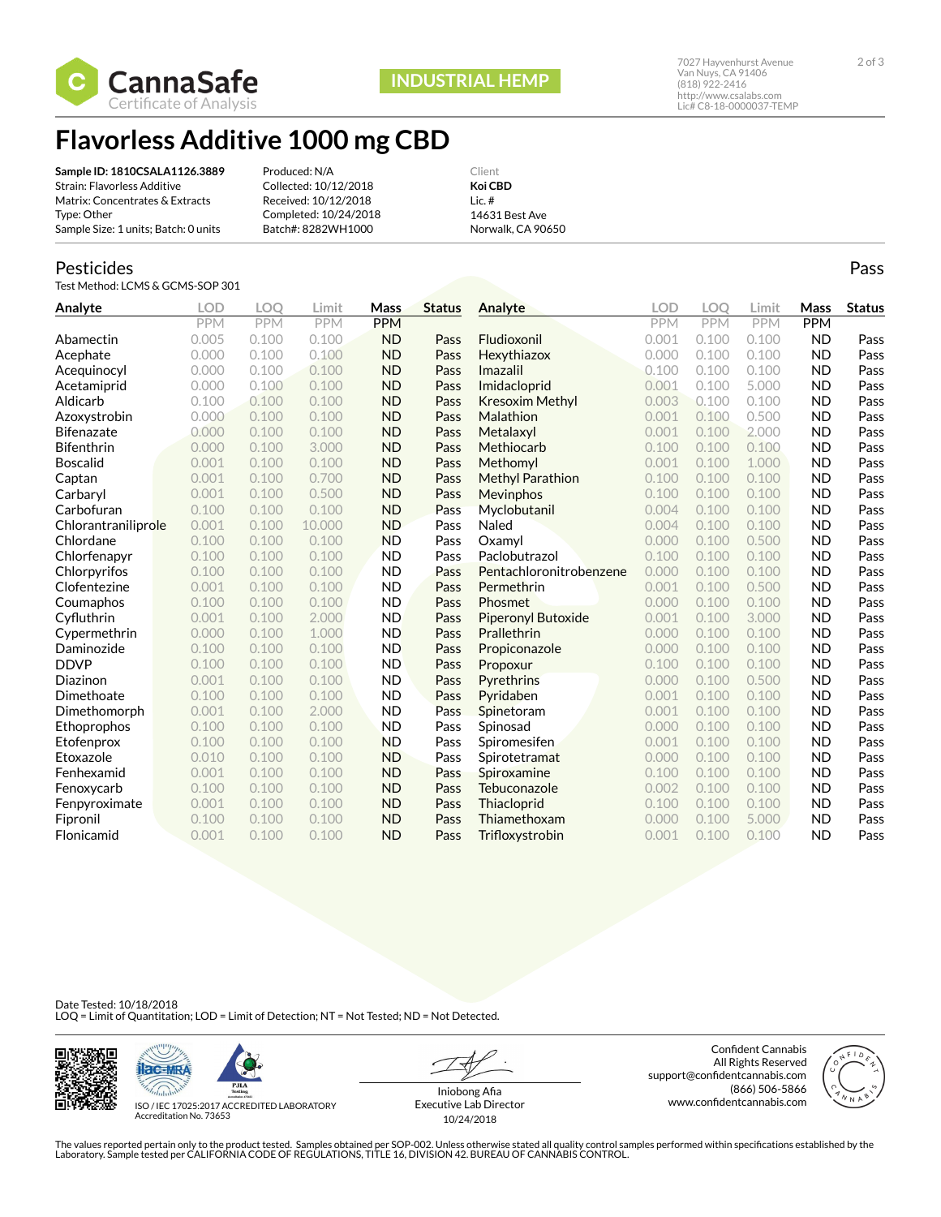**CannaSafe** Certificate of Analysis

**INDUSTRIAL HEMP**

7027 Hayvenhurst Avenue
Van Nuys, CA 91406
(818) 922-2416
http://www.csalabs.com
Lic# C8-18-0000037-TEMP

# Flavorless Additive 1000 mg CBD

**Sample ID: 1810CSALA1126.3889**
Strain: Flavorless Additive
Matrix: Concentrates & Extracts
Type: Other
Sample Size: 1 units; Batch: 0 units

Produced: N/A
Collected: 10/12/2018
Received: 10/12/2018
Completed: 10/24/2018
Batch#: 8282WH1000

Client
**Koi CBD**
Lic. #
14631 Best Ave
Norwalk, CA 90650

## Pesticides

Pass

Test Method: LCMS & GCMS-SOP 301

| Analyte | LOD PPM | LOQ PPM | Limit PPM | Mass PPM | Status | Analyte | LOD PPM | LOQ PPM | Limit PPM | Mass PPM | Status |
|---|---|---|---|---|---|---|---|---|---|---|---|
| Abamectin | 0.005 | 0.100 | 0.100 | ND | Pass | Fludioxonil | 0.001 | 0.100 | 0.100 | ND | Pass |
| Acephate | 0.000 | 0.100 | 0.100 | ND | Pass | Hexythiazox | 0.000 | 0.100 | 0.100 | ND | Pass |
| Acequinocyl | 0.000 | 0.100 | 0.100 | ND | Pass | Imazalil | 0.100 | 0.100 | 0.100 | ND | Pass |
| Acetamiprid | 0.000 | 0.100 | 0.100 | ND | Pass | Imidacloprid | 0.001 | 0.100 | 5.000 | ND | Pass |
| Aldicarb | 0.100 | 0.100 | 0.100 | ND | Pass | Kresoxim Methyl | 0.003 | 0.100 | 0.100 | ND | Pass |
| Azoxystrobin | 0.000 | 0.100 | 0.100 | ND | Pass | Malathion | 0.001 | 0.100 | 0.500 | ND | Pass |
| Bifenazate | 0.000 | 0.100 | 0.100 | ND | Pass | Metalaxyl | 0.001 | 0.100 | 2.000 | ND | Pass |
| Bifenthrin | 0.000 | 0.100 | 3.000 | ND | Pass | Methiocarb | 0.100 | 0.100 | 0.100 | ND | Pass |
| Boscalid | 0.001 | 0.100 | 0.100 | ND | Pass | Methomyl | 0.001 | 0.100 | 1.000 | ND | Pass |
| Captan | 0.001 | 0.100 | 0.700 | ND | Pass | Methyl Parathion | 0.100 | 0.100 | 0.100 | ND | Pass |
| Carbaryl | 0.001 | 0.100 | 0.500 | ND | Pass | Mevinphos | 0.100 | 0.100 | 0.100 | ND | Pass |
| Carbofuran | 0.100 | 0.100 | 0.100 | ND | Pass | Myclobutanil | 0.004 | 0.100 | 0.100 | ND | Pass |
| Chlorantraniliprole | 0.001 | 0.100 | 10.000 | ND | Pass | Naled | 0.004 | 0.100 | 0.100 | ND | Pass |
| Chlordane | 0.100 | 0.100 | 0.100 | ND | Pass | Oxamyl | 0.000 | 0.100 | 0.500 | ND | Pass |
| Chlorfenapyr | 0.100 | 0.100 | 0.100 | ND | Pass | Paclobutrazol | 0.100 | 0.100 | 0.100 | ND | Pass |
| Chlorpyrifos | 0.100 | 0.100 | 0.100 | ND | Pass | Pentachloronitrobenzene | 0.000 | 0.100 | 0.100 | ND | Pass |
| Clofentezine | 0.001 | 0.100 | 0.100 | ND | Pass | Permethrin | 0.001 | 0.100 | 0.500 | ND | Pass |
| Coumaphos | 0.100 | 0.100 | 0.100 | ND | Pass | Phosmet | 0.000 | 0.100 | 0.100 | ND | Pass |
| Cyfluthrin | 0.001 | 0.100 | 2.000 | ND | Pass | Piperonyl Butoxide | 0.001 | 0.100 | 3.000 | ND | Pass |
| Cypermethrin | 0.000 | 0.100 | 1.000 | ND | Pass | Prallethrin | 0.000 | 0.100 | 0.100 | ND | Pass |
| Daminozide | 0.100 | 0.100 | 0.100 | ND | Pass | Propiconazole | 0.000 | 0.100 | 0.100 | ND | Pass |
| DDVP | 0.100 | 0.100 | 0.100 | ND | Pass | Propoxur | 0.100 | 0.100 | 0.100 | ND | Pass |
| Diazinon | 0.001 | 0.100 | 0.100 | ND | Pass | Pyrethrins | 0.000 | 0.100 | 0.500 | ND | Pass |
| Dimethoate | 0.100 | 0.100 | 0.100 | ND | Pass | Pyridaben | 0.001 | 0.100 | 0.100 | ND | Pass |
| Dimethomorph | 0.001 | 0.100 | 2.000 | ND | Pass | Spinetoram | 0.001 | 0.100 | 0.100 | ND | Pass |
| Ethoprophos | 0.100 | 0.100 | 0.100 | ND | Pass | Spinosad | 0.000 | 0.100 | 0.100 | ND | Pass |
| Etofenprox | 0.100 | 0.100 | 0.100 | ND | Pass | Spiromesifen | 0.001 | 0.100 | 0.100 | ND | Pass |
| Etoxazole | 0.010 | 0.100 | 0.100 | ND | Pass | Spirotetramat | 0.000 | 0.100 | 0.100 | ND | Pass |
| Fenhexamid | 0.001 | 0.100 | 0.100 | ND | Pass | Spiroxamine | 0.100 | 0.100 | 0.100 | ND | Pass |
| Fenoxycarb | 0.100 | 0.100 | 0.100 | ND | Pass | Tebuconazole | 0.002 | 0.100 | 0.100 | ND | Pass |
| Fenpyroximate | 0.001 | 0.100 | 0.100 | ND | Pass | Thiacloprid | 0.100 | 0.100 | 0.100 | ND | Pass |
| Fipronil | 0.100 | 0.100 | 0.100 | ND | Pass | Thiamethoxam | 0.000 | 0.100 | 5.000 | ND | Pass |
| Flonicamid | 0.001 | 0.100 | 0.100 | ND | Pass | Trifloxystrobin | 0.001 | 0.100 | 0.100 | ND | Pass |

Date Tested: 10/18/2018
LOQ = Limit of Quantitation; LOD = Limit of Detection; NT = Not Tested; ND = Not Detected.

ISO / IEC 17025:2017 ACCREDITED LABORATORY
Accreditation No. 73653

Iniobong Afia
Executive Lab Director
10/24/2018

Confident Cannabis
All Rights Reserved
support@confidentcannabis.com
(866) 506-5866
www.confidentcannabis.com

The values reported pertain only to the product tested. Samples obtained per SOP-002. Unless otherwise stated all quality control samples performed within specifications established by the Laboratory. Sample tested per CALIFORNIA CODE OF REGULATIONS, TITLE 16, DIVISION 42. BUREAU OF CANNABIS CONTROL.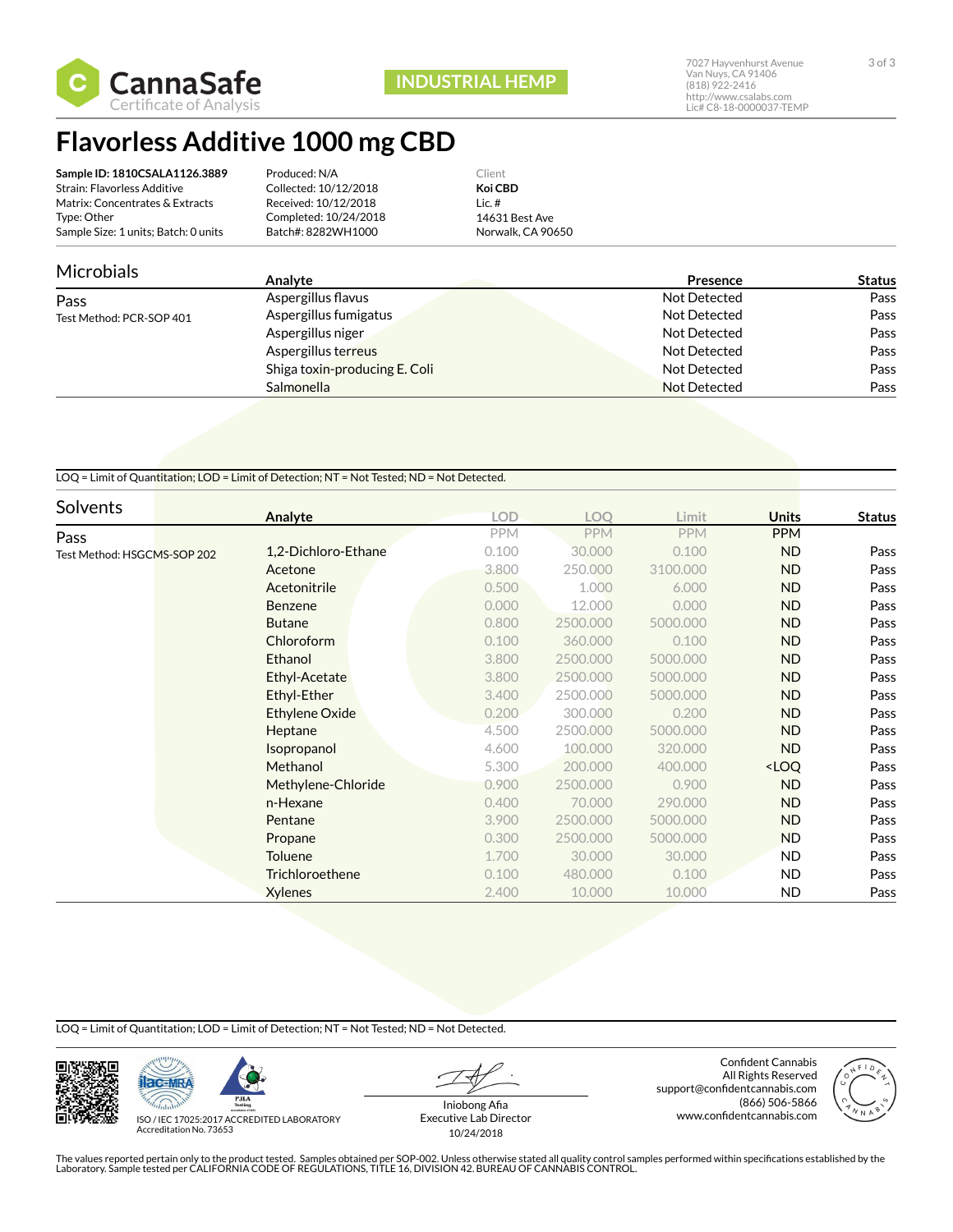CannaSafe
Certificate of Analysis

INDUSTRIAL HEMP

7027 Hayvenhurst Avenue
Van Nuys, CA 91406
(818) 922-2416
http://www.csalabs.com
Lic# C8-18-0000037-TEMP

# Flavorless Additive 1000 mg CBD

**Sample ID: 1810CSALA1126.3889**
Strain: Flavorless Additive
Matrix: Concentrates & Extracts
Type: Other
Sample Size: 1 units; Batch: 0 units

Produced: N/A
Collected: 10/12/2018
Received: 10/12/2018
Completed: 10/24/2018
Batch#: 8282WH1000

Client
**Koi CBD**
Lic. #
14631 Best Ave
Norwalk, CA 90650

## Microbials

Pass
Test Method: PCR-SOP 401

| Analyte | Presence | Status |
|---|---|---|
| Aspergillus flavus | Not Detected | Pass |
| Aspergillus fumigatus | Not Detected | Pass |
| Aspergillus niger | Not Detected | Pass |
| Aspergillus terreus | Not Detected | Pass |
| Shiga toxin-producing E. Coli | Not Detected | Pass |
| Salmonella | Not Detected | Pass |

LOQ = Limit of Quantitation; LOD = Limit of Detection; NT = Not Tested; ND = Not Detected.

## Solvents

Pass
Test Method: HSGCMS-SOP 202

| Analyte | LOD | LOQ | Limit | Units | Status |
|---|---|---|---|---|---|
| | PPM | PPM | PPM | PPM | |
| 1,2-Dichloro-Ethane | 0.100 | 30.000 | 0.100 | ND | Pass |
| Acetone | 3.800 | 250.000 | 3100.000 | ND | Pass |
| Acetonitrile | 0.500 | 1.000 | 6.000 | ND | Pass |
| Benzene | 0.000 | 12.000 | 0.000 | ND | Pass |
| Butane | 0.800 | 2500.000 | 5000.000 | ND | Pass |
| Chloroform | 0.100 | 360.000 | 0.100 | ND | Pass |
| Ethanol | 3.800 | 2500.000 | 5000.000 | ND | Pass |
| Ethyl-Acetate | 3.800 | 2500.000 | 5000.000 | ND | Pass |
| Ethyl-Ether | 3.400 | 2500.000 | 5000.000 | ND | Pass |
| Ethylene Oxide | 0.200 | 300.000 | 0.200 | ND | Pass |
| Heptane | 4.500 | 2500.000 | 5000.000 | ND | Pass |
| Isopropanol | 4.600 | 100.000 | 320.000 | ND | Pass |
| Methanol | 5.300 | 200.000 | 400.000 | <LOQ | Pass |
| Methylene-Chloride | 0.900 | 2500.000 | 0.900 | ND | Pass |
| n-Hexane | 0.400 | 70.000 | 290.000 | ND | Pass |
| Pentane | 3.900 | 2500.000 | 5000.000 | ND | Pass |
| Propane | 0.300 | 2500.000 | 5000.000 | ND | Pass |
| Toluene | 1.700 | 30.000 | 30.000 | ND | Pass |
| Trichloroethene | 0.100 | 480.000 | 0.100 | ND | Pass |
| Xylenes | 2.400 | 10.000 | 10.000 | ND | Pass |

LOQ = Limit of Quantitation; LOD = Limit of Detection; NT = Not Tested; ND = Not Detected.

ISO / IEC 17025:2017 ACCREDITED LABORATORY
Accreditation No. 73653

Iniobong Afia
Executive Lab Director
10/24/2018

Confident Cannabis
All Rights Reserved
support@confidentcannabis.com
(866) 506-5866
www.confidentcannabis.com

The values reported pertain only to the product tested. Samples obtained per SOP-002. Unless otherwise stated all quality control samples performed within specifications established by the Laboratory. Sample tested per CALIFORNIA CODE OF REGULATIONS, TITLE 16, DIVISION 42. BUREAU OF CANNABIS CONTROL.